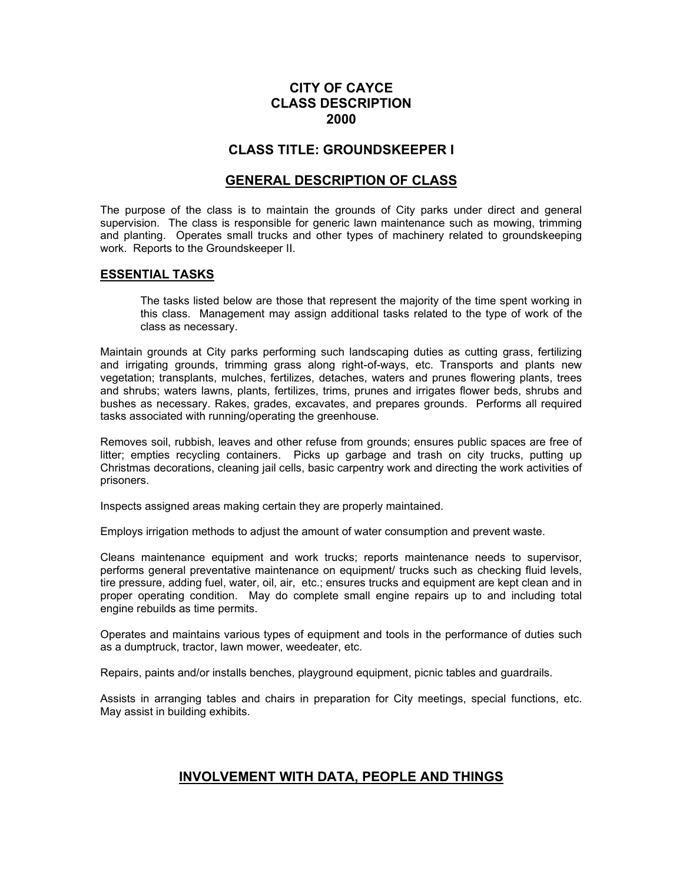# CITY OF CAYCE
# CLASS DESCRIPTION
# 2000

## CLASS TITLE: GROUNDSKEEPER I

## GENERAL DESCRIPTION OF CLASS

The purpose of the class is to maintain the grounds of City parks under direct and general supervision. The class is responsible for generic lawn maintenance such as mowing, trimming and planting. Operates small trucks and other types of machinery related to groundskeeping work. Reports to the Groundskeeper II.

### ESSENTIAL TASKS

The tasks listed below are those that represent the majority of the time spent working in this class. Management may assign additional tasks related to the type of work of the class as necessary.

Maintain grounds at City parks performing such landscaping duties as cutting grass, fertilizing and irrigating grounds, trimming grass along right-of-ways, etc. Transports and plants new vegetation; transplants, mulches, fertilizes, detaches, waters and prunes flowering plants, trees and shrubs; waters lawns, plants, fertilizes, trims, prunes and irrigates flower beds, shrubs and bushes as necessary. Rakes, grades, excavates, and prepares grounds. Performs all required tasks associated with running/operating the greenhouse.

Removes soil, rubbish, leaves and other refuse from grounds; ensures public spaces are free of litter; empties recycling containers. Picks up garbage and trash on city trucks, putting up Christmas decorations, cleaning jail cells, basic carpentry work and directing the work activities of prisoners.

Inspects assigned areas making certain they are properly maintained.

Employs irrigation methods to adjust the amount of water consumption and prevent waste.

Cleans maintenance equipment and work trucks; reports maintenance needs to supervisor, performs general preventative maintenance on equipment/ trucks such as checking fluid levels, tire pressure, adding fuel, water, oil, air, etc.; ensures trucks and equipment are kept clean and in proper operating condition. May do complete small engine repairs up to and including total engine rebuilds as time permits.

Operates and maintains various types of equipment and tools in the performance of duties such as a dumptruck, tractor, lawn mower, weedeater, etc.

Repairs, paints and/or installs benches, playground equipment, picnic tables and guardrails.

Assists in arranging tables and chairs in preparation for City meetings, special functions, etc. May assist in building exhibits.

## INVOLVEMENT WITH DATA, PEOPLE AND THINGS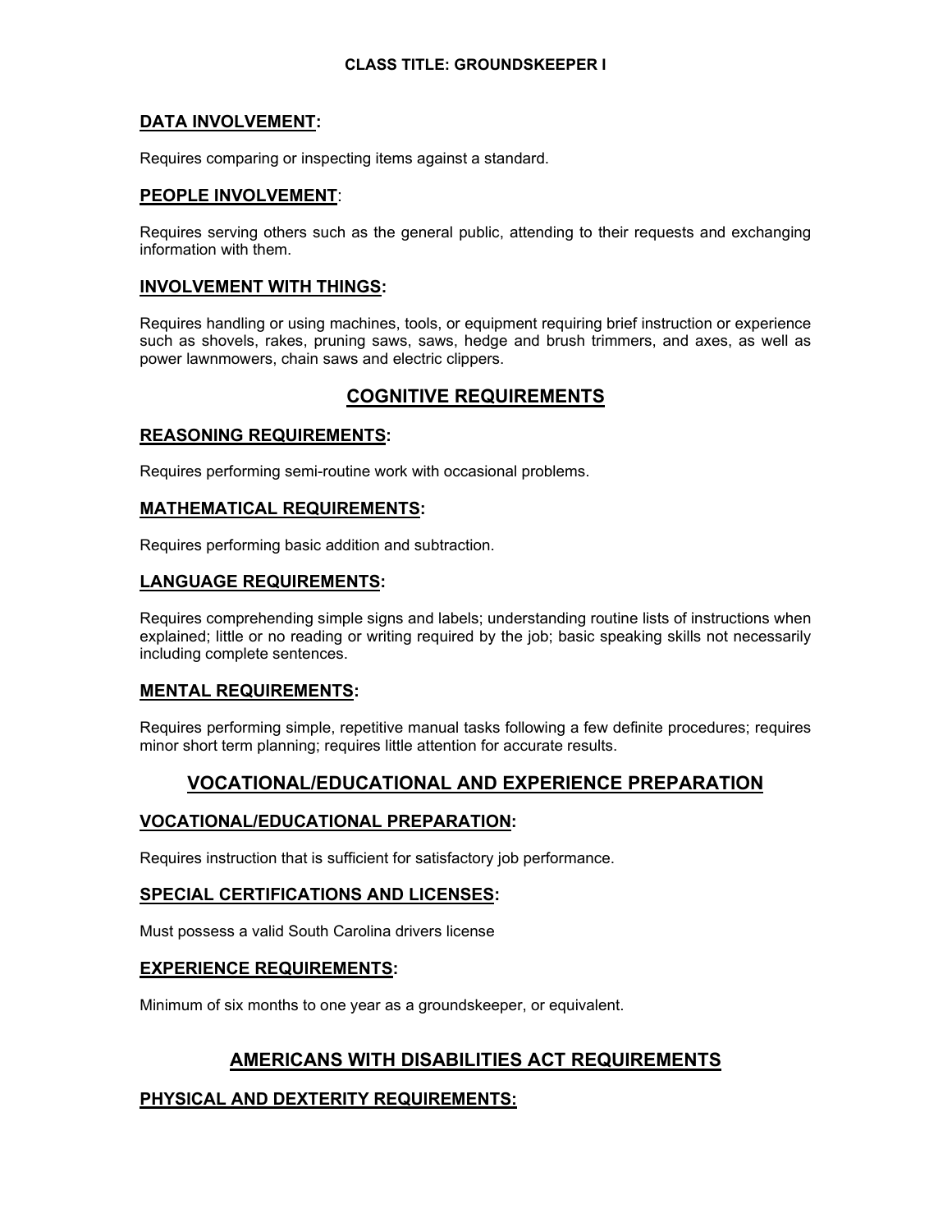**CLASS TITLE: GROUNDSKEEPER I**

## DATA INVOLVEMENT:

Requires comparing or inspecting items against a standard.

## PEOPLE INVOLVEMENT:

Requires serving others such as the general public, attending to their requests and exchanging information with them.

## INVOLVEMENT WITH THINGS:

Requires handling or using machines, tools, or equipment requiring brief instruction or experience such as shovels, rakes, pruning saws, saws, hedge and brush trimmers, and axes, as well as power lawnmowers, chain saws and electric clippers.

# COGNITIVE REQUIREMENTS

## REASONING REQUIREMENTS:

Requires performing semi-routine work with occasional problems.

## MATHEMATICAL REQUIREMENTS:

Requires performing basic addition and subtraction.

## LANGUAGE REQUIREMENTS:

Requires comprehending simple signs and labels; understanding routine lists of instructions when explained; little or no reading or writing required by the job; basic speaking skills not necessarily including complete sentences.

## MENTAL REQUIREMENTS:

Requires performing simple, repetitive manual tasks following a few definite procedures; requires minor short term planning; requires little attention for accurate results.

# VOCATIONAL/EDUCATIONAL AND EXPERIENCE PREPARATION

## VOCATIONAL/EDUCATIONAL PREPARATION:

Requires instruction that is sufficient for satisfactory job performance.

## SPECIAL CERTIFICATIONS AND LICENSES:

Must possess a valid South Carolina drivers license

## EXPERIENCE REQUIREMENTS:

Minimum of six months to one year as a groundskeeper, or equivalent.

# AMERICANS WITH DISABILITIES ACT REQUIREMENTS

## PHYSICAL AND DEXTERITY REQUIREMENTS: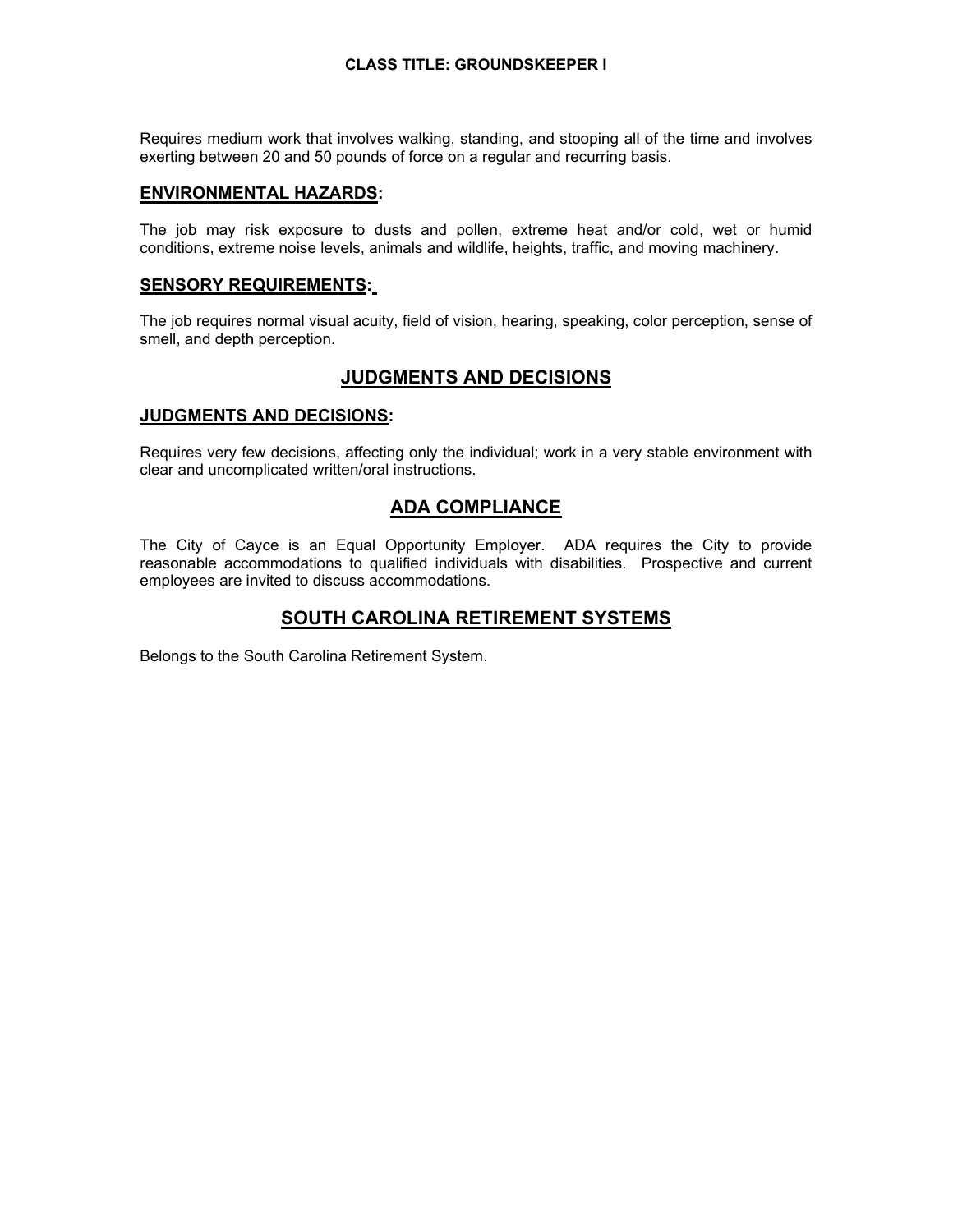Requires medium work that involves walking, standing, and stooping all of the time and involves exerting between 20 and 50 pounds of force on a regular and recurring basis.

### ENVIRONMENTAL HAZARDS:

The job may risk exposure to dusts and pollen, extreme heat and/or cold, wet or humid conditions, extreme noise levels, animals and wildlife, heights, traffic, and moving machinery.

### SENSORY REQUIREMENTS:

The job requires normal visual acuity, field of vision, hearing, speaking, color perception, sense of smell, and depth perception.

## JUDGMENTS AND DECISIONS

### JUDGMENTS AND DECISIONS:

Requires very few decisions, affecting only the individual; work in a very stable environment with clear and uncomplicated written/oral instructions.

## ADA COMPLIANCE

The City of Cayce is an Equal Opportunity Employer. ADA requires the City to provide reasonable accommodations to qualified individuals with disabilities. Prospective and current employees are invited to discuss accommodations.

## SOUTH CAROLINA RETIREMENT SYSTEMS

Belongs to the South Carolina Retirement System.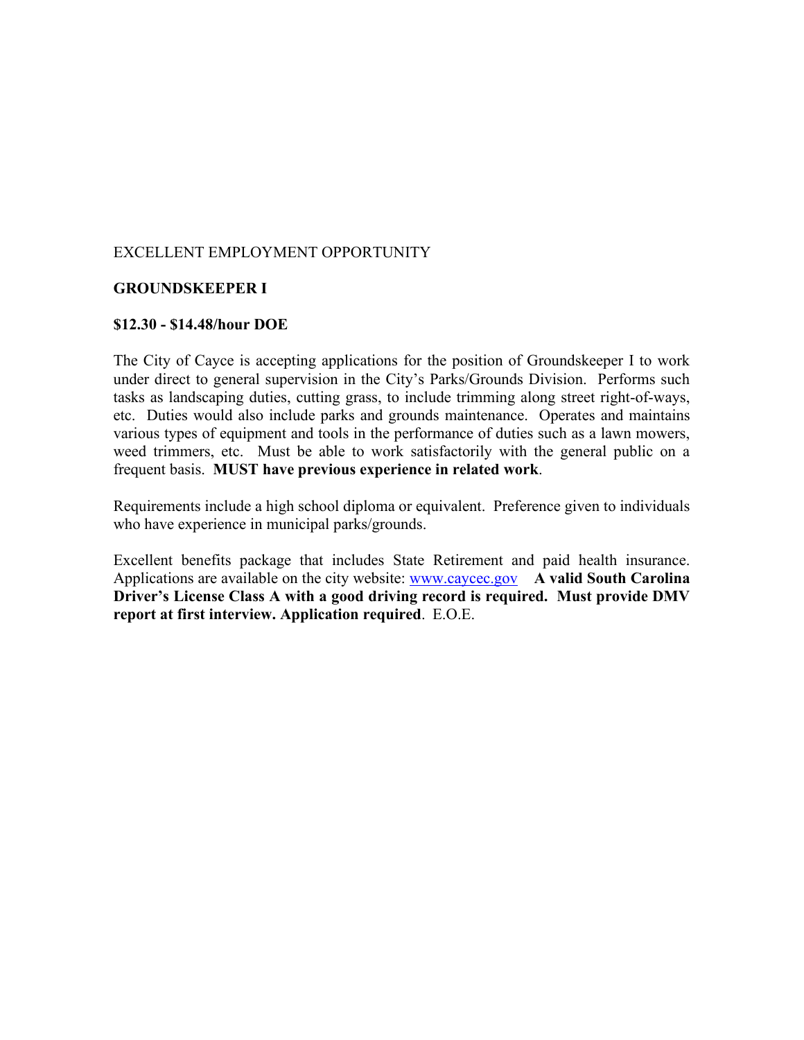EXCELLENT EMPLOYMENT OPPORTUNITY

**GROUNDSKEEPER I**

**$12.30 - $14.48/hour DOE**

The City of Cayce is accepting applications for the position of Groundskeeper I to work under direct to general supervision in the City's Parks/Grounds Division. Performs such tasks as landscaping duties, cutting grass, to include trimming along street right-of-ways, etc. Duties would also include parks and grounds maintenance. Operates and maintains various types of equipment and tools in the performance of duties such as a lawn mowers, weed trimmers, etc. Must be able to work satisfactorily with the general public on a frequent basis. **MUST have previous experience in related work**.

Requirements include a high school diploma or equivalent. Preference given to individuals who have experience in municipal parks/grounds.

Excellent benefits package that includes State Retirement and paid health insurance. Applications are available on the city website: [www.caycec.gov](http://www.caycec.gov) **A valid South Carolina Driver's License Class A with a good driving record is required. Must provide DMV report at first interview. Application required**. E.O.E.